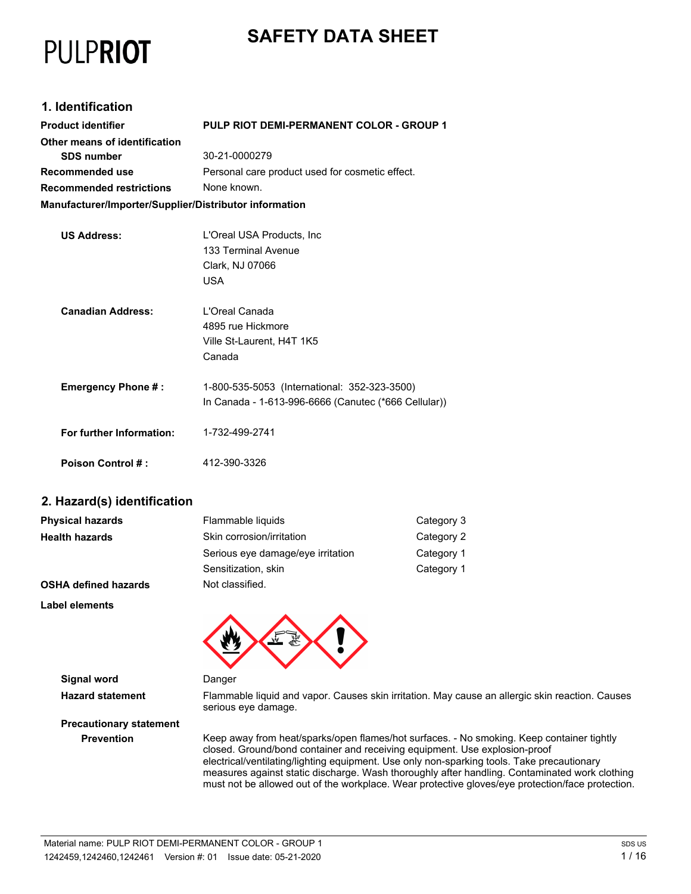PULPRIOT

# SAFETY DATA SHEET

## 1. Identification

| | |
|---|---|
| **Product identifier** | **PULP RIOT DEMI-PERMANENT COLOR - GROUP 1** |
| **Other means of identification** | |
| **SDS number** | 30-21-0000279 |
| **Recommended use** | Personal care product used for cosmetic effect. |
| **Recommended restrictions** | None known. |

**Manufacturer/Importer/Supplier/Distributor information**

| | |
|---|---|
| **US Address:** | L'Oreal USA Products, Inc<br>133 Terminal Avenue<br>Clark, NJ 07066<br>USA |
| **Canadian Address:** | L'Oreal Canada<br>4895 rue Hickmore<br>Ville St-Laurent, H4T 1K5<br>Canada |
| **Emergency Phone # :** | 1-800-535-5053 (International: 352-323-3500)<br>In Canada - 1-613-996-6666 (Canutec (*666 Cellular)) |
| **For further Information:** | 1-732-499-2741 |
| **Poison Control # :** | 412-390-3326 |

## 2. Hazard(s) identification

| | | |
|---|---|---|
| **Physical hazards** | Flammable liquids | Category 3 |
| **Health hazards** | Skin corrosion/irritation | Category 2 |
| | Serious eye damage/eye irritation | Category 1 |
| | Sensitization, skin | Category 1 |
| **OSHA defined hazards** | Not classified. | |

**Label elements**

**Signal word** Danger

**Hazard statement** Flammable liquid and vapor. Causes skin irritation. May cause an allergic skin reaction. Causes serious eye damage.

**Precautionary statement**

**Prevention** Keep away from heat/sparks/open flames/hot surfaces. - No smoking. Keep container tightly closed. Ground/bond container and receiving equipment. Use explosion-proof electrical/ventilating/lighting equipment. Use only non-sparking tools. Take precautionary measures against static discharge. Wash thoroughly after handling. Contaminated work clothing must not be allowed out of the workplace. Wear protective gloves/eye protection/face protection.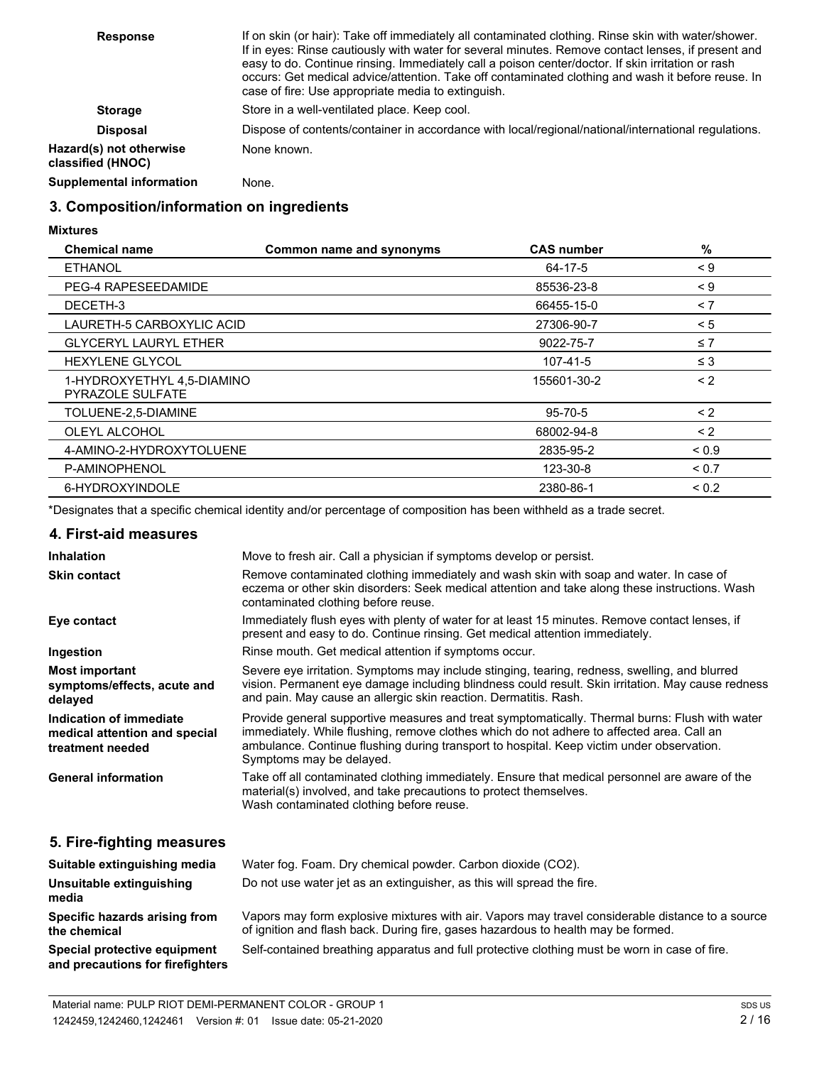**Response** If on skin (or hair): Take off immediately all contaminated clothing. Rinse skin with water/shower. If in eyes: Rinse cautiously with water for several minutes. Remove contact lenses, if present and easy to do. Continue rinsing. Immediately call a poison center/doctor. If skin irritation or rash occurs: Get medical advice/attention. Take off contaminated clothing and wash it before reuse. In case of fire: Use appropriate media to extinguish.

**Storage** Store in a well-ventilated place. Keep cool.

**Disposal** Dispose of contents/container in accordance with local/regional/national/international regulations.

**Hazard(s) not otherwise classified (HNOC)** None known.

**Supplemental information** None.

## 3. Composition/information on ingredients

**Mixtures**

| Chemical name | Common name and synonyms | CAS number | % |
|---|---|---|---|
| ETHANOL | | 64-17-5 | < 9 |
| PEG-4 RAPESEEDAMIDE | | 85536-23-8 | < 9 |
| DECETH-3 | | 66455-15-0 | < 7 |
| LAURETH-5 CARBOXYLIC ACID | | 27306-90-7 | < 5 |
| GLYCERYL LAURYL ETHER | | 9022-75-7 | ≤ 7 |
| HEXYLENE GLYCOL | | 107-41-5 | ≤ 3 |
| 1-HYDROXYETHYL 4,5-DIAMINO PYRAZOLE SULFATE | | 155601-30-2 | < 2 |
| TOLUENE-2,5-DIAMINE | | 95-70-5 | < 2 |
| OLEYL ALCOHOL | | 68002-94-8 | < 2 |
| 4-AMINO-2-HYDROXYTOLUENE | | 2835-95-2 | < 0.9 |
| P-AMINOPHENOL | | 123-30-8 | < 0.7 |
| 6-HYDROXYINDOLE | | 2380-86-1 | < 0.2 |

*Designates that a specific chemical identity and/or percentage of composition has been withheld as a trade secret.

## 4. First-aid measures

**Inhalation** Move to fresh air. Call a physician if symptoms develop or persist.

**Skin contact** Remove contaminated clothing immediately and wash skin with soap and water. In case of eczema or other skin disorders: Seek medical attention and take along these instructions. Wash contaminated clothing before reuse.

**Eye contact** Immediately flush eyes with plenty of water for at least 15 minutes. Remove contact lenses, if present and easy to do. Continue rinsing. Get medical attention immediately.

**Ingestion** Rinse mouth. Get medical attention if symptoms occur.

**Most important symptoms/effects, acute and delayed** Severe eye irritation. Symptoms may include stinging, tearing, redness, swelling, and blurred vision. Permanent eye damage including blindness could result. Skin irritation. May cause redness and pain. May cause an allergic skin reaction. Dermatitis. Rash.

**Indication of immediate medical attention and special treatment needed** Provide general supportive measures and treat symptomatically. Thermal burns: Flush with water immediately. While flushing, remove clothes which do not adhere to affected area. Call an ambulance. Continue flushing during transport to hospital. Keep victim under observation. Symptoms may be delayed.

**General information** Take off all contaminated clothing immediately. Ensure that medical personnel are aware of the material(s) involved, and take precautions to protect themselves.
Wash contaminated clothing before reuse.

## 5. Fire-fighting measures

**Suitable extinguishing media** Water fog. Foam. Dry chemical powder. Carbon dioxide ($CO_2$).

**Unsuitable extinguishing media** Do not use water jet as an extinguisher, as this will spread the fire.

**Specific hazards arising from the chemical** Vapors may form explosive mixtures with air. Vapors may travel considerable distance to a source of ignition and flash back. During fire, gases hazardous to health may be formed.

**Special protective equipment and precautions for firefighters** Self-contained breathing apparatus and full protective clothing must be worn in case of fire.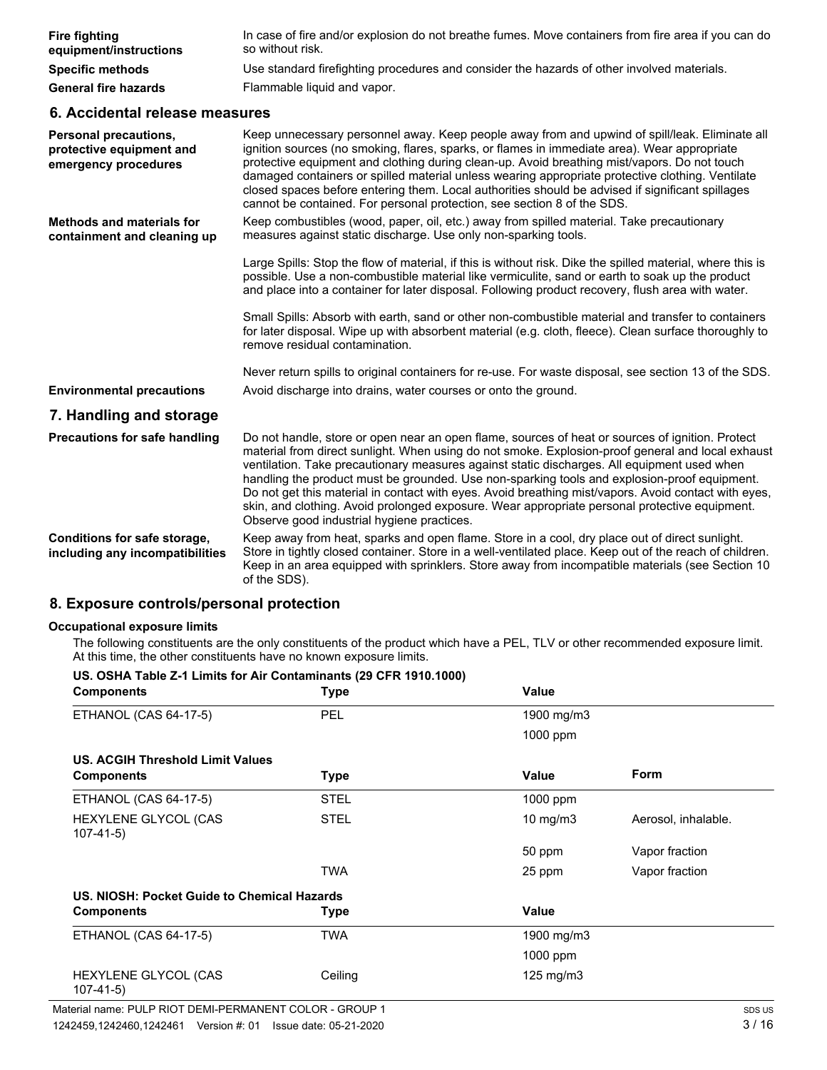| | |
|---|---|
| **Fire fighting equipment/instructions** | In case of fire and/or explosion do not breathe fumes. Move containers from fire area if you can do so without risk. |
| **Specific methods** | Use standard firefighting procedures and consider the hazards of other involved materials. |
| **General fire hazards** | Flammable liquid and vapor. |

## 6. Accidental release measures

| | |
|---|---|
| **Personal precautions, protective equipment and emergency procedures** | Keep unnecessary personnel away. Keep people away from and upwind of spill/leak. Eliminate all ignition sources (no smoking, flares, sparks, or flames in immediate area). Wear appropriate protective equipment and clothing during clean-up. Avoid breathing mist/vapors. Do not touch damaged containers or spilled material unless wearing appropriate protective clothing. Ventilate closed spaces before entering them. Local authorities should be advised if significant spillages cannot be contained. For personal protection, see section 8 of the SDS. |
| **Methods and materials for containment and cleaning up** | Keep combustibles (wood, paper, oil, etc.) away from spilled material. Take precautionary measures against static discharge. Use only non-sparking tools.<br><br>Large Spills: Stop the flow of material, if this is without risk. Dike the spilled material, where this is possible. Use a non-combustible material like vermiculite, sand or earth to soak up the product and place into a container for later disposal. Following product recovery, flush area with water.<br><br>Small Spills: Absorb with earth, sand or other non-combustible material and transfer to containers for later disposal. Wipe up with absorbent material (e.g. cloth, fleece). Clean surface thoroughly to remove residual contamination.<br><br>Never return spills to original containers for re-use. For waste disposal, see section 13 of the SDS. |
| **Environmental precautions** | Avoid discharge into drains, water courses or onto the ground. |

## 7. Handling and storage

| | |
|---|---|
| **Precautions for safe handling** | Do not handle, store or open near an open flame, sources of heat or sources of ignition. Protect material from direct sunlight. When using do not smoke. Explosion-proof general and local exhaust ventilation. Take precautionary measures against static discharges. All equipment used when handling the product must be grounded. Use non-sparking tools and explosion-proof equipment. Do not get this material in contact with eyes. Avoid breathing mist/vapors. Avoid contact with eyes, skin, and clothing. Avoid prolonged exposure. Wear appropriate personal protective equipment. Observe good industrial hygiene practices. |
| **Conditions for safe storage, including any incompatibilities** | Keep away from heat, sparks and open flame. Store in a cool, dry place out of direct sunlight. Store in tightly closed container. Store in a well-ventilated place. Keep out of the reach of children. Keep in an area equipped with sprinklers. Store away from incompatible materials (see Section 10 of the SDS). |

## 8. Exposure controls/personal protection

### Occupational exposure limits

The following constituents are the only constituents of the product which have a PEL, TLV or other recommended exposure limit. At this time, the other constituents have no known exposure limits.

**US. OSHA Table Z-1 Limits for Air Contaminants (29 CFR 1910.1000)**

| Components | Type | Value |
|---|---|---|
| ETHANOL (CAS 64-17-5) | PEL | 1900 mg/m3 |
| | | 1000 ppm |

**US. ACGIH Threshold Limit Values**

| Components | Type | Value | Form |
|---|---|---|---|
| ETHANOL (CAS 64-17-5) | STEL | 1000 ppm | |
| HEXYLENE GLYCOL (CAS 107-41-5) | STEL | 10 mg/m3 | Aerosol, inhalable. |
| | | 50 ppm | Vapor fraction |
| | TWA | 25 ppm | Vapor fraction |

**US. NIOSH: Pocket Guide to Chemical Hazards**

| Components | Type | Value |
|---|---|---|
| ETHANOL (CAS 64-17-5) | TWA | 1900 mg/m3 |
| | | 1000 ppm |
| HEXYLENE GLYCOL (CAS 107-41-5) | Ceiling | 125 mg/m3 |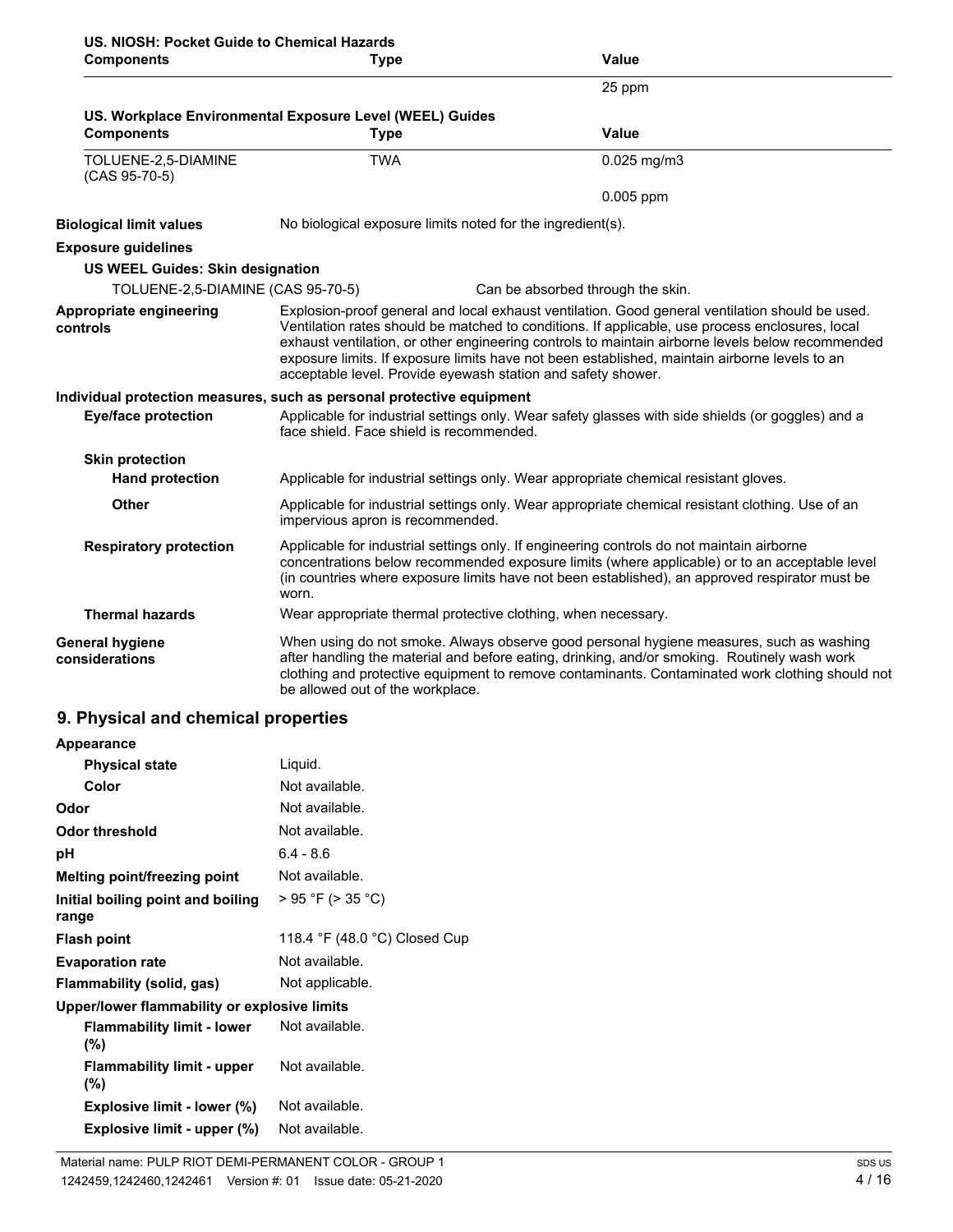**US. NIOSH: Pocket Guide to Chemical Hazards**

| Components | Type | Value |
|---|---|---|
| | | 25 ppm |

**US. Workplace Environmental Exposure Level (WEEL) Guides**

| Components | Type | Value |
|---|---|---|
| TOLUENE-2,5-DIAMINE (CAS 95-70-5) | TWA | 0.025 mg/m3 |
| | | 0.005 ppm |

**Biological limit values** No biological exposure limits noted for the ingredient(s).

**Exposure guidelines**

**US WEEL Guides: Skin designation**

TOLUENE-2,5-DIAMINE (CAS 95-70-5) Can be absorbed through the skin.

**Appropriate engineering controls** Explosion-proof general and local exhaust ventilation. Good general ventilation should be used. Ventilation rates should be matched to conditions. If applicable, use process enclosures, local exhaust ventilation, or other engineering controls to maintain airborne levels below recommended exposure limits. If exposure limits have not been established, maintain airborne levels to an acceptable level. Provide eyewash station and safety shower.

**Individual protection measures, such as personal protective equipment**

**Eye/face protection** Applicable for industrial settings only. Wear safety glasses with side shields (or goggles) and a face shield. Face shield is recommended.

**Skin protection**

**Hand protection** Applicable for industrial settings only. Wear appropriate chemical resistant gloves.

**Other** Applicable for industrial settings only. Wear appropriate chemical resistant clothing. Use of an impervious apron is recommended.

**Respiratory protection** Applicable for industrial settings only. If engineering controls do not maintain airborne concentrations below recommended exposure limits (where applicable) or to an acceptable level (in countries where exposure limits have not been established), an approved respirator must be worn.

**Thermal hazards** Wear appropriate thermal protective clothing, when necessary.

**General hygiene considerations** When using do not smoke. Always observe good personal hygiene measures, such as washing after handling the material and before eating, drinking, and/or smoking. Routinely wash work clothing and protective equipment to remove contaminants. Contaminated work clothing should not be allowed out of the workplace.

## 9. Physical and chemical properties

**Appearance**

**Physical state** Liquid.

**Color** Not available.

**Odor** Not available.

**Odor threshold** Not available.

**pH** 6.4 - 8.6

**Melting point/freezing point** Not available.

**Initial boiling point and boiling range** > 95 °F (> 35 °C)

**Flash point** 118.4 °F (48.0 °C) Closed Cup

**Evaporation rate** Not available.

**Flammability (solid, gas)** Not applicable.

**Upper/lower flammability or explosive limits**

**Flammability limit - lower (%)** Not available.

**Flammability limit - upper (%)** Not available.

**Explosive limit - lower (%)** Not available.

**Explosive limit - upper (%)** Not available.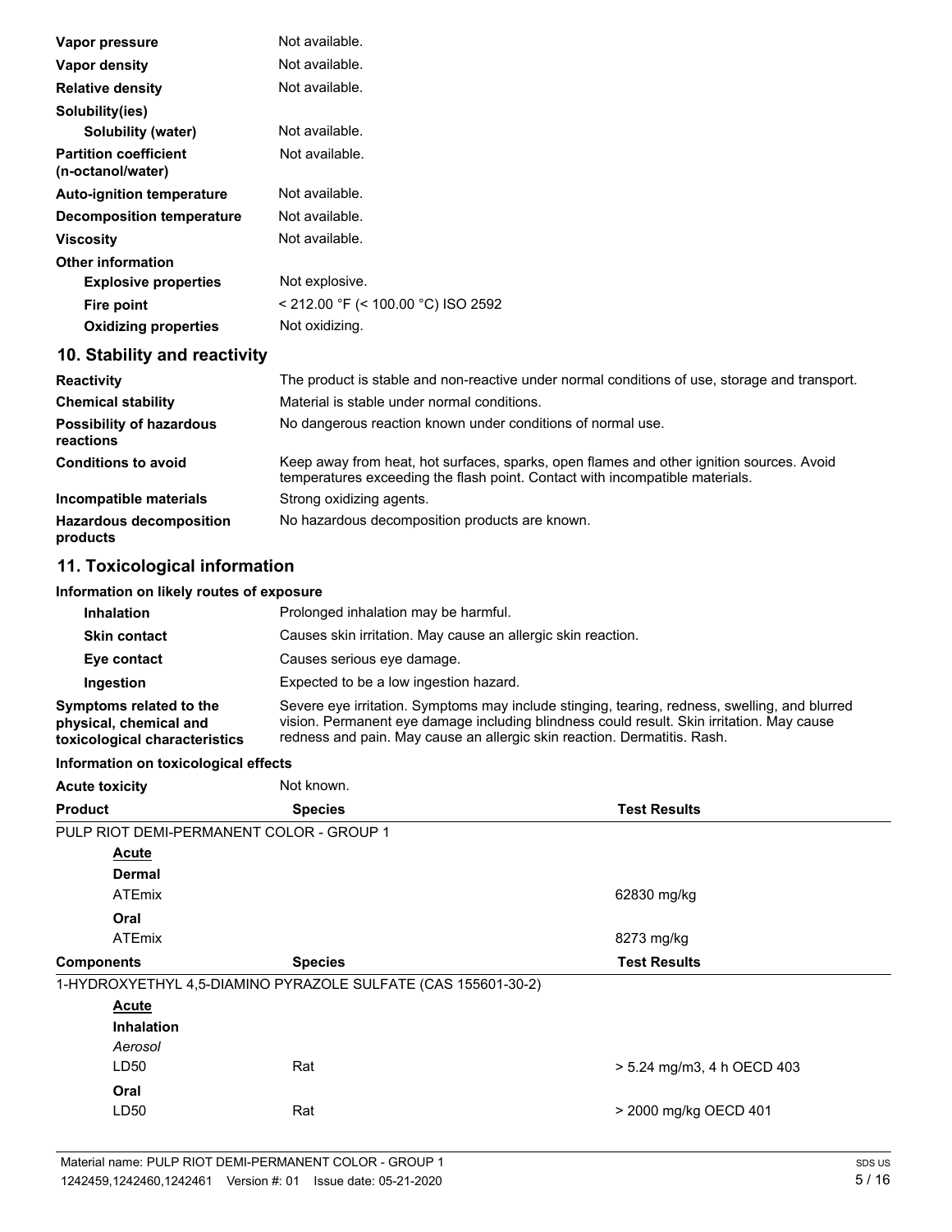| | |
|---|---|
| **Vapor pressure** | Not available. |
| **Vapor density** | Not available. |
| **Relative density** | Not available. |
| **Solubility(ies)** | |
| **Solubility (water)** | Not available. |
| **Partition coefficient (n-octanol/water)** | Not available. |
| **Auto-ignition temperature** | Not available. |
| **Decomposition temperature** | Not available. |
| **Viscosity** | Not available. |
| **Other information** | |
| **Explosive properties** | Not explosive. |
| **Fire point** | < 212.00 °F (< 100.00 °C) ISO 2592 |
| **Oxidizing properties** | Not oxidizing. |

## 10. Stability and reactivity

| | |
|---|---|
| **Reactivity** | The product is stable and non-reactive under normal conditions of use, storage and transport. |
| **Chemical stability** | Material is stable under normal conditions. |
| **Possibility of hazardous reactions** | No dangerous reaction known under conditions of normal use. |
| **Conditions to avoid** | Keep away from heat, hot surfaces, sparks, open flames and other ignition sources. Avoid temperatures exceeding the flash point. Contact with incompatible materials. |
| **Incompatible materials** | Strong oxidizing agents. |
| **Hazardous decomposition products** | No hazardous decomposition products are known. |

## 11. Toxicological information

**Information on likely routes of exposure**

| | |
|---|---|
| **Inhalation** | Prolonged inhalation may be harmful. |
| **Skin contact** | Causes skin irritation. May cause an allergic skin reaction. |
| **Eye contact** | Causes serious eye damage. |
| **Ingestion** | Expected to be a low ingestion hazard. |
| **Symptoms related to the physical, chemical and toxicological characteristics** | Severe eye irritation. Symptoms may include stinging, tearing, redness, swelling, and blurred vision. Permanent eye damage including blindness could result. Skin irritation. May cause redness and pain. May cause an allergic skin reaction. Dermatitis. Rash. |

**Information on toxicological effects**

**Acute toxicity** Not known.

| Product | Species | Test Results |
|---|---|---|
| PULP RIOT DEMI-PERMANENT COLOR - GROUP 1 | | |
| ***Acute*** | | |
| **Dermal** | | |
| ATEmix | | 62830 mg/kg |
| **Oral** | | |
| ATEmix | | 8273 mg/kg |

| Components | Species | Test Results |
|---|---|---|
| 1-HYDROXYETHYL 4,5-DIAMINO PYRAZOLE SULFATE (CAS 155601-30-2) | | |
| ***Acute*** | | |
| **Inhalation** | | |
| *Aerosol* | | |
| LD50 | Rat | > 5.24 mg/m3, 4 h OECD 403 |
| **Oral** | | |
| LD50 | Rat | > 2000 mg/kg OECD 401 |

Material name: PULP RIOT DEMI-PERMANENT COLOR - GROUP 1

1242459,1242460,1242461 Version #: 01 Issue date: 05-21-2020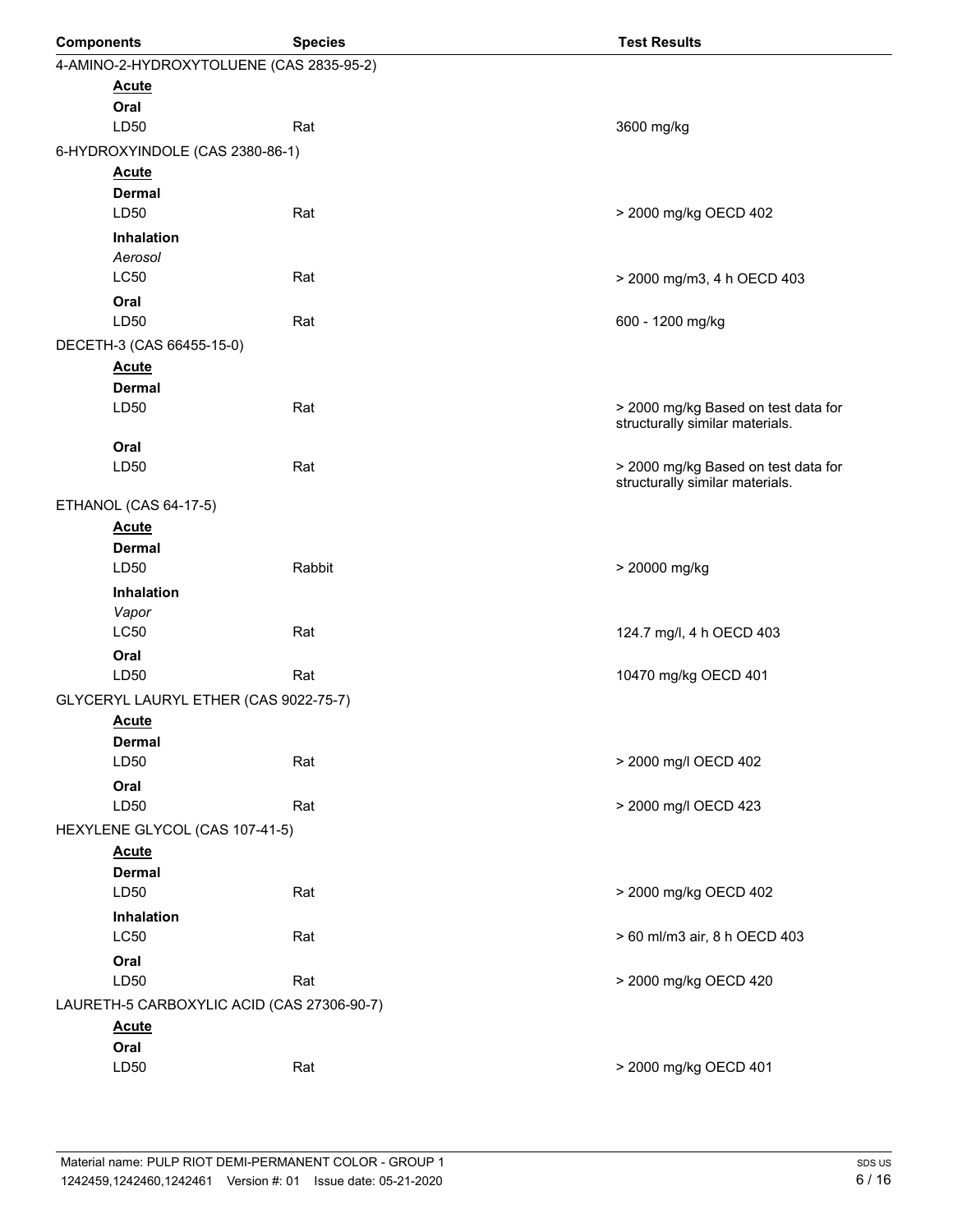| Components | Species | Test Results |
|---|---|---|
| 4-AMINO-2-HYDROXYTOLUENE (CAS 2835-95-2) | | |
| **Acute** | | |
| **Oral** | | |
| LD50 | Rat | 3600 mg/kg |
| 6-HYDROXYINDOLE (CAS 2380-86-1) | | |
| **Acute** | | |
| **Dermal** | | |
| LD50 | Rat | > 2000 mg/kg OECD 402 |
| **Inhalation** | | |
| *Aerosol* | | |
| LC50 | Rat | > 2000 mg/m3, 4 h OECD 403 |
| **Oral** | | |
| LD50 | Rat | 600 - 1200 mg/kg |
| DECETH-3 (CAS 66455-15-0) | | |
| **Acute** | | |
| **Dermal** | | |
| LD50 | Rat | > 2000 mg/kg Based on test data for structurally similar materials. |
| **Oral** | | |
| LD50 | Rat | > 2000 mg/kg Based on test data for structurally similar materials. |
| ETHANOL (CAS 64-17-5) | | |
| **Acute** | | |
| **Dermal** | | |
| LD50 | Rabbit | > 20000 mg/kg |
| **Inhalation** | | |
| *Vapor* | | |
| LC50 | Rat | 124.7 mg/l, 4 h OECD 403 |
| **Oral** | | |
| LD50 | Rat | 10470 mg/kg OECD 401 |
| GLYCERYL LAURYL ETHER (CAS 9022-75-7) | | |
| **Acute** | | |
| **Dermal** | | |
| LD50 | Rat | > 2000 mg/l OECD 402 |
| **Oral** | | |
| LD50 | Rat | > 2000 mg/l OECD 423 |
| HEXYLENE GLYCOL (CAS 107-41-5) | | |
| **Acute** | | |
| **Dermal** | | |
| LD50 | Rat | > 2000 mg/kg OECD 402 |
| **Inhalation** | | |
| LC50 | Rat | > 60 ml/m3 air, 8 h OECD 403 |
| **Oral** | | |
| LD50 | Rat | > 2000 mg/kg OECD 420 |
| LAURETH-5 CARBOXYLIC ACID (CAS 27306-90-7) | | |
| **Acute** | | |
| **Oral** | | |
| LD50 | Rat | > 2000 mg/kg OECD 401 |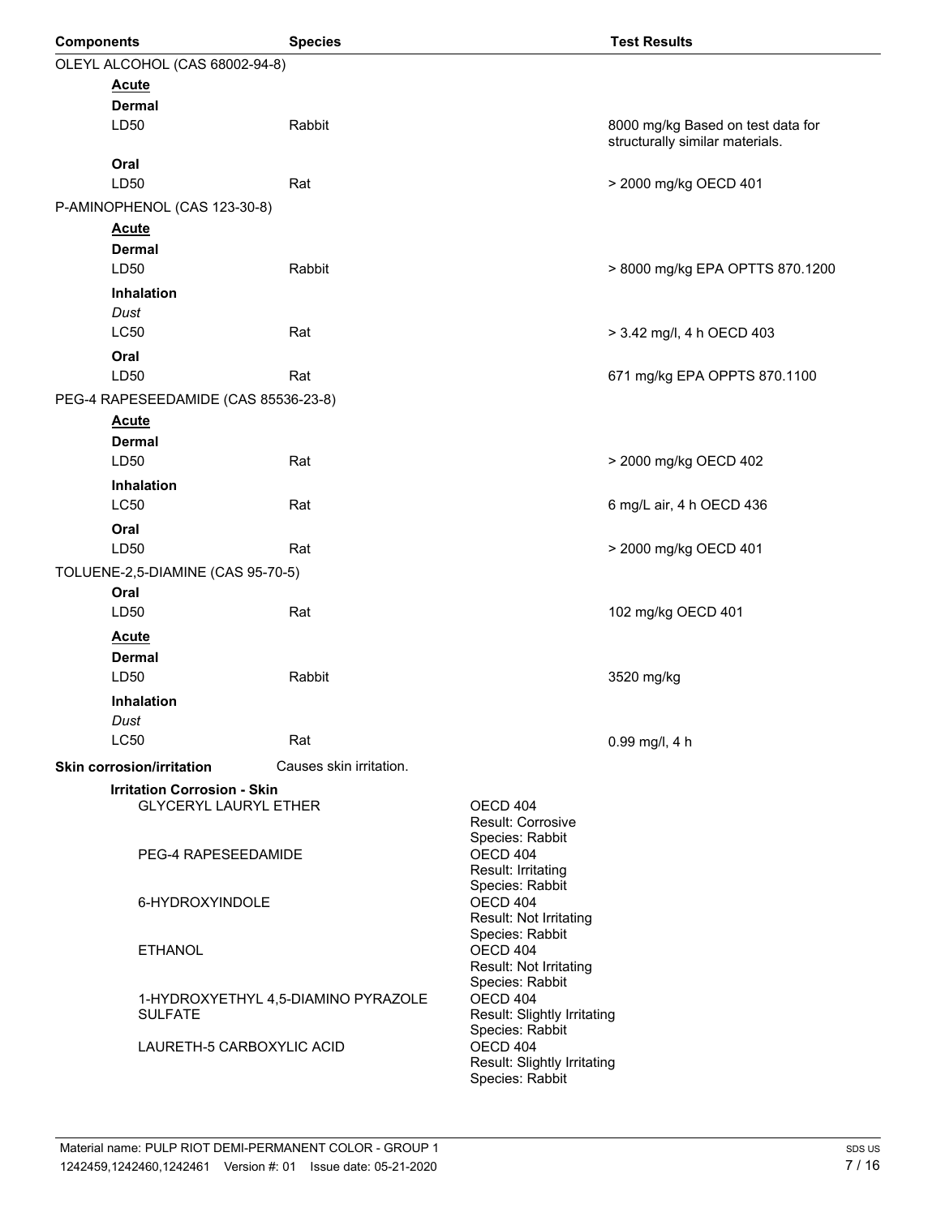| Components | Species | Test Results |
|---|---|---|
| OLEYL ALCOHOL (CAS 68002-94-8) | | |
| **Acute** | | |
| **Dermal** | | |
| LD50 | Rabbit | 8000 mg/kg Based on test data for structurally similar materials. |
| **Oral** | | |
| LD50 | Rat | > 2000 mg/kg OECD 401 |
| P-AMINOPHENOL (CAS 123-30-8) | | |
| **Acute** | | |
| **Dermal** | | |
| LD50 | Rabbit | > 8000 mg/kg EPA OPTTS 870.1200 |
| **Inhalation** | | |
| *Dust* | | |
| LC50 | Rat | > 3.42 mg/l, 4 h OECD 403 |
| **Oral** | | |
| LD50 | Rat | 671 mg/kg EPA OPPTS 870.1100 |
| PEG-4 RAPESEEDAMIDE (CAS 85536-23-8) | | |
| **Acute** | | |
| **Dermal** | | |
| LD50 | Rat | > 2000 mg/kg OECD 402 |
| **Inhalation** | | |
| LC50 | Rat | 6 mg/L air, 4 h OECD 436 |
| **Oral** | | |
| LD50 | Rat | > 2000 mg/kg OECD 401 |
| TOLUENE-2,5-DIAMINE (CAS 95-70-5) | | |
| **Oral** | | |
| LD50 | Rat | 102 mg/kg OECD 401 |
| **Acute** | | |
| **Dermal** | | |
| LD50 | Rabbit | 3520 mg/kg |
| **Inhalation** | | |
| *Dust* | | |
| LC50 | Rat | 0.99 mg/l, 4 h |

**Skin corrosion/irritation** Causes skin irritation.

**Irritation Corrosion - Skin**

| | |
|---|---|
| GLYCERYL LAURYL ETHER | OECD 404<br>Result: Corrosive<br>Species: Rabbit |
| PEG-4 RAPESEEDAMIDE | OECD 404<br>Result: Irritating<br>Species: Rabbit |
| 6-HYDROXYINDOLE | OECD 404<br>Result: Not Irritating<br>Species: Rabbit |
| ETHANOL | OECD 404<br>Result: Not Irritating<br>Species: Rabbit |
| 1-HYDROXYETHYL 4,5-DIAMINO PYRAZOLE SULFATE | OECD 404<br>Result: Slightly Irritating<br>Species: Rabbit |
| LAURETH-5 CARBOXYLIC ACID | OECD 404<br>Result: Slightly Irritating<br>Species: Rabbit |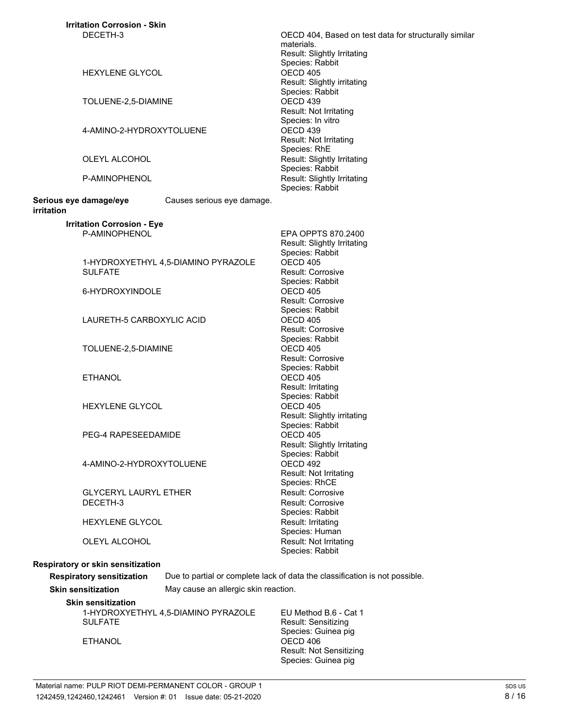**Irritation Corrosion - Skin**

| | |
|---|---|
| DECETH-3 | OECD 404, Based on test data for structurally similar materials.<br>Result: Slightly Irritating<br>Species: Rabbit |
| HEXYLENE GLYCOL | OECD 405<br>Result: Slightly irritating<br>Species: Rabbit |
| TOLUENE-2,5-DIAMINE | OECD 439<br>Result: Not Irritating<br>Species: In vitro |
| 4-AMINO-2-HYDROXYTOLUENE | OECD 439<br>Result: Not Irritating<br>Species: RhE |
| OLEYL ALCOHOL | Result: Slightly Irritating<br>Species: Rabbit |
| P-AMINOPHENOL | Result: Slightly Irritating<br>Species: Rabbit |

**Serious eye damage/eye irritation** Causes serious eye damage.

**Irritation Corrosion - Eye**

| | |
|---|---|
| P-AMINOPHENOL | EPA OPPTS 870.2400<br>Result: Slightly Irritating<br>Species: Rabbit |
| 1-HYDROXYETHYL 4,5-DIAMINO PYRAZOLE SULFATE | OECD 405<br>Result: Corrosive<br>Species: Rabbit |
| 6-HYDROXYINDOLE | OECD 405<br>Result: Corrosive<br>Species: Rabbit |
| LAURETH-5 CARBOXYLIC ACID | OECD 405<br>Result: Corrosive<br>Species: Rabbit |
| TOLUENE-2,5-DIAMINE | OECD 405<br>Result: Corrosive<br>Species: Rabbit |
| ETHANOL | OECD 405<br>Result: Irritating<br>Species: Rabbit |
| HEXYLENE GLYCOL | OECD 405<br>Result: Slightly irritating<br>Species: Rabbit |
| PEG-4 RAPESEEDAMIDE | OECD 405<br>Result: Slightly Irritating<br>Species: Rabbit |
| 4-AMINO-2-HYDROXYTOLUENE | OECD 492<br>Result: Not Irritating<br>Species: RhCE |
| GLYCERYL LAURYL ETHER | Result: Corrosive |
| DECETH-3 | Result: Corrosive<br>Species: Rabbit |
| HEXYLENE GLYCOL | Result: Irritating<br>Species: Human |
| OLEYL ALCOHOL | Result: Not Irritating<br>Species: Rabbit |

**Respiratory or skin sensitization**

**Respiratory sensitization** Due to partial or complete lack of data the classification is not possible.

**Skin sensitization** May cause an allergic reaction.

**Skin sensitization**

| | |
|---|---|
| 1-HYDROXYETHYL 4,5-DIAMINO PYRAZOLE SULFATE | EU Method B.6 - Cat 1<br>Result: Sensitizing<br>Species: Guinea pig |
| ETHANOL | OECD 406<br>Result: Not Sensitizing<br>Species: Guinea pig |

Material name: PULP RIOT DEMI-PERMANENT COLOR - GROUP 1
1242459,1242460,1242461 Version #: 01 Issue date: 05-21-2020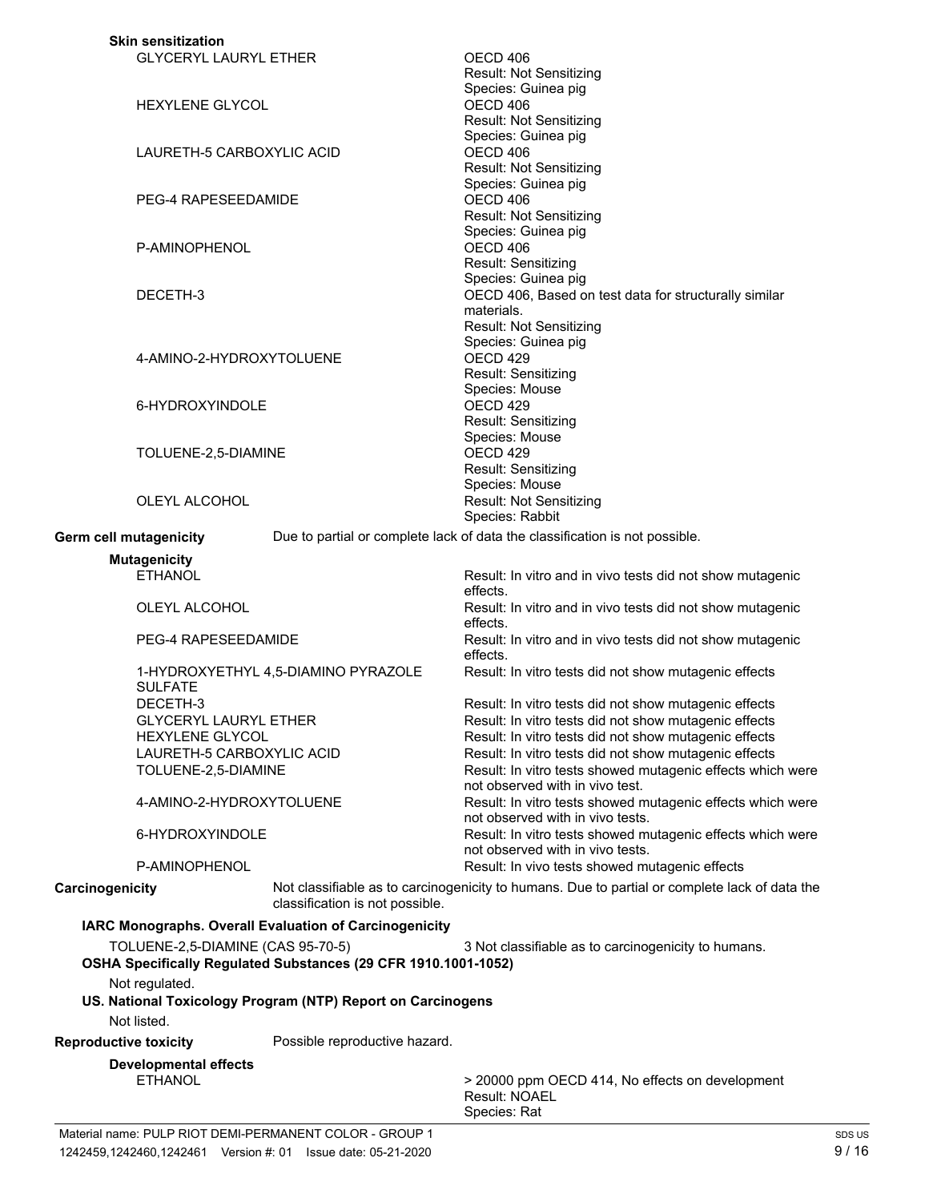**Skin sensitization**

| | |
|---|---|
| GLYCERYL LAURYL ETHER | OECD 406<br>Result: Not Sensitizing<br>Species: Guinea pig |
| HEXYLENE GLYCOL | OECD 406<br>Result: Not Sensitizing<br>Species: Guinea pig |
| LAURETH-5 CARBOXYLIC ACID | OECD 406<br>Result: Not Sensitizing<br>Species: Guinea pig |
| PEG-4 RAPESEEDAMIDE | OECD 406<br>Result: Not Sensitizing<br>Species: Guinea pig |
| P-AMINOPHENOL | OECD 406<br>Result: Sensitizing<br>Species: Guinea pig |
| DECETH-3 | OECD 406, Based on test data for structurally similar materials.<br>Result: Not Sensitizing<br>Species: Guinea pig |
| 4-AMINO-2-HYDROXYTOLUENE | OECD 429<br>Result: Sensitizing<br>Species: Mouse |
| 6-HYDROXYINDOLE | OECD 429<br>Result: Sensitizing<br>Species: Mouse |
| TOLUENE-2,5-DIAMINE | OECD 429<br>Result: Sensitizing<br>Species: Mouse |
| OLEYL ALCOHOL | Result: Not Sensitizing<br>Species: Rabbit |

**Germ cell mutagenicity** Due to partial or complete lack of data the classification is not possible.

**Mutagenicity**

| | |
|---|---|
| ETHANOL | Result: In vitro and in vivo tests did not show mutagenic effects. |
| OLEYL ALCOHOL | Result: In vitro and in vivo tests did not show mutagenic effects. |
| PEG-4 RAPESEEDAMIDE | Result: In vitro and in vivo tests did not show mutagenic effects. |
| 1-HYDROXYETHYL 4,5-DIAMINO PYRAZOLE SULFATE | Result: In vitro tests did not show mutagenic effects |
| DECETH-3 | Result: In vitro tests did not show mutagenic effects |
| GLYCERYL LAURYL ETHER | Result: In vitro tests did not show mutagenic effects |
| HEXYLENE GLYCOL | Result: In vitro tests did not show mutagenic effects |
| LAURETH-5 CARBOXYLIC ACID | Result: In vitro tests did not show mutagenic effects |
| TOLUENE-2,5-DIAMINE | Result: In vitro tests showed mutagenic effects which were not observed with in vivo test. |
| 4-AMINO-2-HYDROXYTOLUENE | Result: In vitro tests showed mutagenic effects which were not observed with in vivo tests. |
| 6-HYDROXYINDOLE | Result: In vitro tests showed mutagenic effects which were not observed with in vivo tests. |
| P-AMINOPHENOL | Result: In vivo tests showed mutagenic effects |

**Carcinogenicity** Not classifiable as to carcinogenicity to humans. Due to partial or complete lack of data the classification is not possible.

**IARC Monographs. Overall Evaluation of Carcinogenicity**

TOLUENE-2,5-DIAMINE (CAS 95-70-5) 3 Not classifiable as to carcinogenicity to humans.

**OSHA Specifically Regulated Substances (29 CFR 1910.1001-1052)**

Not regulated.

**US. National Toxicology Program (NTP) Report on Carcinogens**

Not listed.

**Reproductive toxicity** Possible reproductive hazard.

**Developmental effects**

| | |
|---|---|
| ETHANOL | > 20000 ppm OECD 414, No effects on development<br>Result: NOAEL<br>Species: Rat |

Material name: PULP RIOT DEMI-PERMANENT COLOR - GROUP 1
1242459,1242460,1242461 Version #: 01 Issue date: 05-21-2020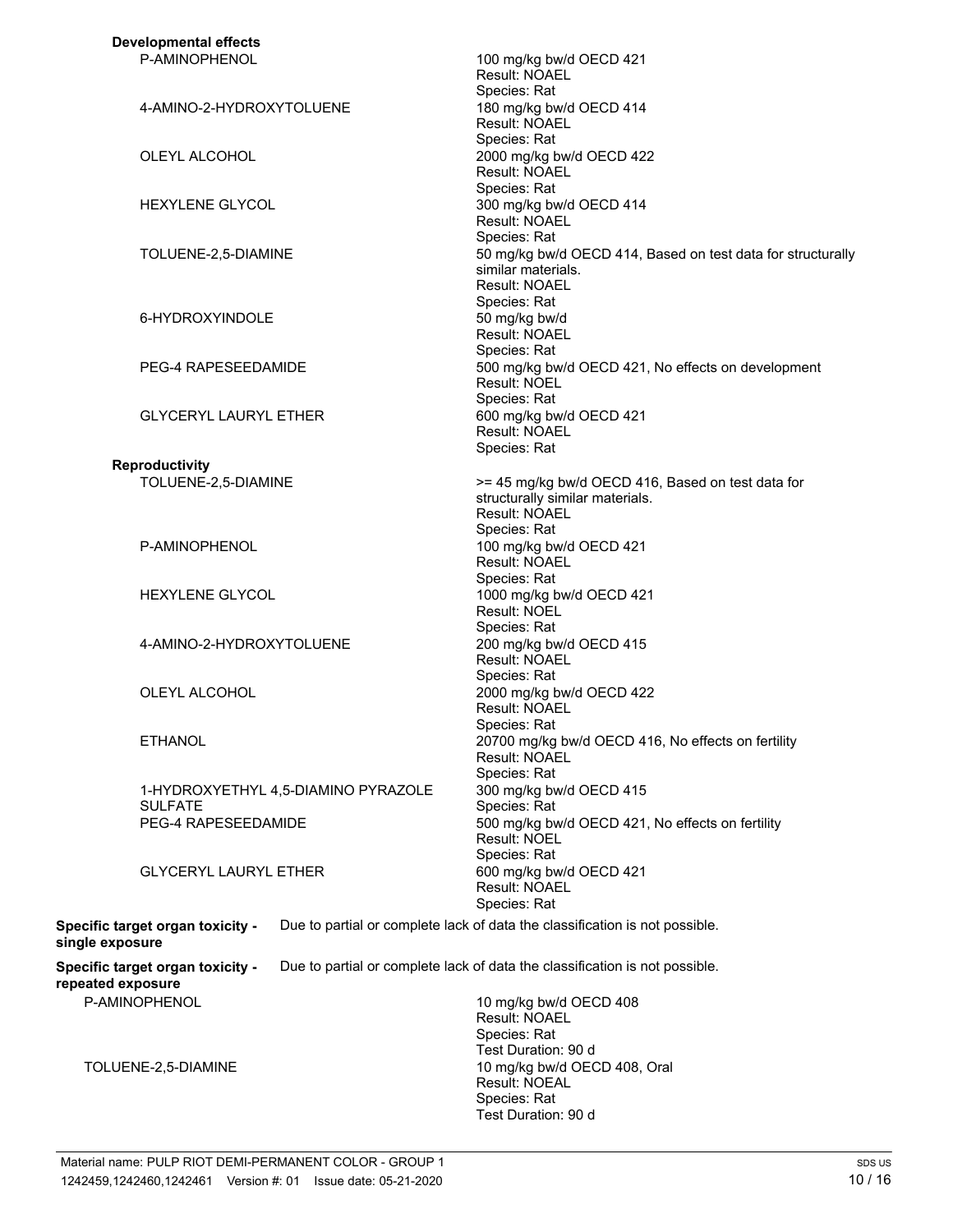**Developmental effects**

| | |
|---|---|
| P-AMINOPHENOL | 100 mg/kg bw/d OECD 421<br>Result: NOAEL<br>Species: Rat |
| 4-AMINO-2-HYDROXYTOLUENE | 180 mg/kg bw/d OECD 414<br>Result: NOAEL<br>Species: Rat |
| OLEYL ALCOHOL | 2000 mg/kg bw/d OECD 422<br>Result: NOAEL<br>Species: Rat |
| HEXYLENE GLYCOL | 300 mg/kg bw/d OECD 414<br>Result: NOAEL<br>Species: Rat |
| TOLUENE-2,5-DIAMINE | 50 mg/kg bw/d OECD 414, Based on test data for structurally similar materials.<br>Result: NOAEL<br>Species: Rat |
| 6-HYDROXYINDOLE | 50 mg/kg bw/d<br>Result: NOAEL<br>Species: Rat |
| PEG-4 RAPESEEDAMIDE | 500 mg/kg bw/d OECD 421, No effects on development<br>Result: NOEL<br>Species: Rat |
| GLYCERYL LAURYL ETHER | 600 mg/kg bw/d OECD 421<br>Result: NOAEL<br>Species: Rat |

**Reproductivity**

| | |
|---|---|
| TOLUENE-2,5-DIAMINE | >= 45 mg/kg bw/d OECD 416, Based on test data for structurally similar materials.<br>Result: NOAEL<br>Species: Rat |
| P-AMINOPHENOL | 100 mg/kg bw/d OECD 421<br>Result: NOAEL<br>Species: Rat |
| HEXYLENE GLYCOL | 1000 mg/kg bw/d OECD 421<br>Result: NOEL<br>Species: Rat |
| 4-AMINO-2-HYDROXYTOLUENE | 200 mg/kg bw/d OECD 415<br>Result: NOAEL<br>Species: Rat |
| OLEYL ALCOHOL | 2000 mg/kg bw/d OECD 422<br>Result: NOAEL<br>Species: Rat |
| ETHANOL | 20700 mg/kg bw/d OECD 416, No effects on fertility<br>Result: NOAEL<br>Species: Rat |
| 1-HYDROXYETHYL 4,5-DIAMINO PYRAZOLE SULFATE | 300 mg/kg bw/d OECD 415<br>Species: Rat |
| PEG-4 RAPESEEDAMIDE | 500 mg/kg bw/d OECD 421, No effects on fertility<br>Result: NOEL<br>Species: Rat |
| GLYCERYL LAURYL ETHER | 600 mg/kg bw/d OECD 421<br>Result: NOAEL<br>Species: Rat |

**Specific target organ toxicity - single exposure** Due to partial or complete lack of data the classification is not possible.

**Specific target organ toxicity - repeated exposure** Due to partial or complete lack of data the classification is not possible.

| | |
|---|---|
| P-AMINOPHENOL | 10 mg/kg bw/d OECD 408<br>Result: NOAEL<br>Species: Rat<br>Test Duration: 90 d |
| TOLUENE-2,5-DIAMINE | 10 mg/kg bw/d OECD 408, Oral<br>Result: NOEAL<br>Species: Rat<br>Test Duration: 90 d |

Material name: PULP RIOT DEMI-PERMANENT COLOR - GROUP 1
1242459,1242460,1242461 Version #: 01 Issue date: 05-21-2020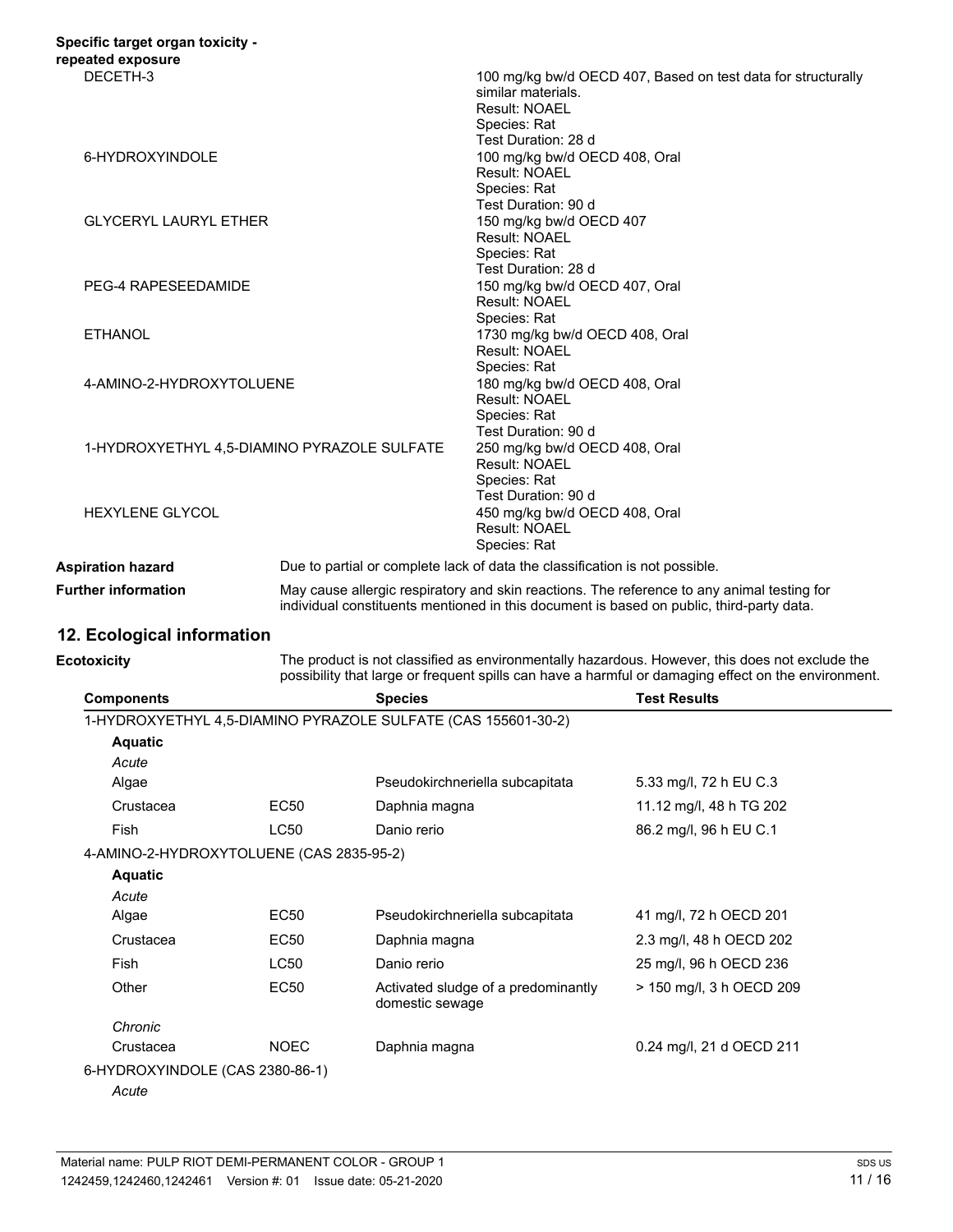**Specific target organ toxicity - repeated exposure**

| | |
|---|---|
| DECETH-3 | 100 mg/kg bw/d OECD 407, Based on test data for structurally similar materials.<br>Result: NOAEL<br>Species: Rat<br>Test Duration: 28 d |
| 6-HYDROXYINDOLE | 100 mg/kg bw/d OECD 408, Oral<br>Result: NOAEL<br>Species: Rat<br>Test Duration: 90 d |
| GLYCERYL LAURYL ETHER | 150 mg/kg bw/d OECD 407<br>Result: NOAEL<br>Species: Rat<br>Test Duration: 28 d |
| PEG-4 RAPESEEDAMIDE | 150 mg/kg bw/d OECD 407, Oral<br>Result: NOAEL<br>Species: Rat |
| ETHANOL | 1730 mg/kg bw/d OECD 408, Oral<br>Result: NOAEL<br>Species: Rat |
| 4-AMINO-2-HYDROXYTOLUENE | 180 mg/kg bw/d OECD 408, Oral<br>Result: NOAEL<br>Species: Rat<br>Test Duration: 90 d |
| 1-HYDROXYETHYL 4,5-DIAMINO PYRAZOLE SULFATE | 250 mg/kg bw/d OECD 408, Oral<br>Result: NOAEL<br>Species: Rat<br>Test Duration: 90 d |
| HEXYLENE GLYCOL | 450 mg/kg bw/d OECD 408, Oral<br>Result: NOAEL<br>Species: Rat |

**Aspiration hazard** Due to partial or complete lack of data the classification is not possible.

**Further information** May cause allergic respiratory and skin reactions. The reference to any animal testing for individual constituents mentioned in this document is based on public, third-party data.

## 12. Ecological information

**Ecotoxicity** The product is not classified as environmentally hazardous. However, this does not exclude the possibility that large or frequent spills can have a harmful or damaging effect on the environment.

| Components | | Species | Test Results |
|---|---|---|---|
| 1-HYDROXYETHYL 4,5-DIAMINO PYRAZOLE SULFATE (CAS 155601-30-2) | | | |
| **Aquatic** | | | |
| *Acute* | | | |
| Algae | | Pseudokirchneriella subcapitata | 5.33 mg/l, 72 h EU C.3 |
| Crustacea | EC50 | Daphnia magna | 11.12 mg/l, 48 h TG 202 |
| Fish | LC50 | Danio rerio | 86.2 mg/l, 96 h EU C.1 |
| 4-AMINO-2-HYDROXYTOLUENE (CAS 2835-95-2) | | | |
| **Aquatic** | | | |
| *Acute* | | | |
| Algae | EC50 | Pseudokirchneriella subcapitata | 41 mg/l, 72 h OECD 201 |
| Crustacea | EC50 | Daphnia magna | 2.3 mg/l, 48 h OECD 202 |
| Fish | LC50 | Danio rerio | 25 mg/l, 96 h OECD 236 |
| Other | EC50 | Activated sludge of a predominantly domestic sewage | > 150 mg/l, 3 h OECD 209 |
| *Chronic* | | | |
| Crustacea | NOEC | Daphnia magna | 0.24 mg/l, 21 d OECD 211 |
| 6-HYDROXYINDOLE (CAS 2380-86-1) | | | |
| *Acute* | | | |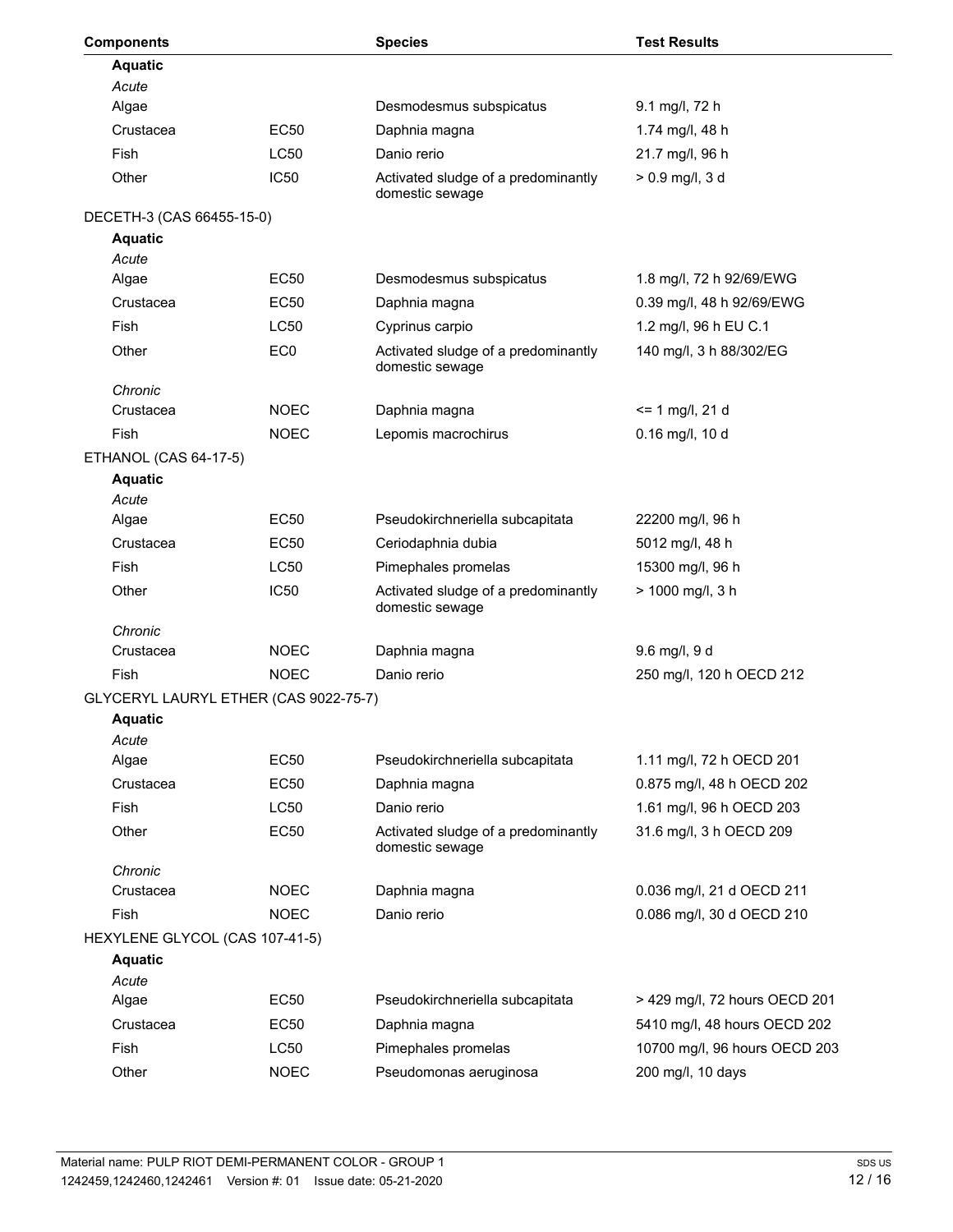| Components | | Species | Test Results |
|---|---|---|---|
| **Aquatic** | | | |
| *Acute* | | | |
| Algae | | Desmodesmus subspicatus | 9.1 mg/l, 72 h |
| Crustacea | EC50 | Daphnia magna | 1.74 mg/l, 48 h |
| Fish | LC50 | Danio rerio | 21.7 mg/l, 96 h |
| Other | IC50 | Activated sludge of a predominantly domestic sewage | > 0.9 mg/l, 3 d |
| DECETH-3 (CAS 66455-15-0) | | | |
| **Aquatic** | | | |
| *Acute* | | | |
| Algae | EC50 | Desmodesmus subspicatus | 1.8 mg/l, 72 h 92/69/EWG |
| Crustacea | EC50 | Daphnia magna | 0.39 mg/l, 48 h 92/69/EWG |
| Fish | LC50 | Cyprinus carpio | 1.2 mg/l, 96 h EU C.1 |
| Other | EC0 | Activated sludge of a predominantly domestic sewage | 140 mg/l, 3 h 88/302/EG |
| *Chronic* | | | |
| Crustacea | NOEC | Daphnia magna | <= 1 mg/l, 21 d |
| Fish | NOEC | Lepomis macrochirus | 0.16 mg/l, 10 d |
| ETHANOL (CAS 64-17-5) | | | |
| **Aquatic** | | | |
| *Acute* | | | |
| Algae | EC50 | Pseudokirchneriella subcapitata | 22200 mg/l, 96 h |
| Crustacea | EC50 | Ceriodaphnia dubia | 5012 mg/l, 48 h |
| Fish | LC50 | Pimephales promelas | 15300 mg/l, 96 h |
| Other | IC50 | Activated sludge of a predominantly domestic sewage | > 1000 mg/l, 3 h |
| *Chronic* | | | |
| Crustacea | NOEC | Daphnia magna | 9.6 mg/l, 9 d |
| Fish | NOEC | Danio rerio | 250 mg/l, 120 h OECD 212 |
| GLYCERYL LAURYL ETHER (CAS 9022-75-7) | | | |
| **Aquatic** | | | |
| *Acute* | | | |
| Algae | EC50 | Pseudokirchneriella subcapitata | 1.11 mg/l, 72 h OECD 201 |
| Crustacea | EC50 | Daphnia magna | 0.875 mg/l, 48 h OECD 202 |
| Fish | LC50 | Danio rerio | 1.61 mg/l, 96 h OECD 203 |
| Other | EC50 | Activated sludge of a predominantly domestic sewage | 31.6 mg/l, 3 h OECD 209 |
| *Chronic* | | | |
| Crustacea | NOEC | Daphnia magna | 0.036 mg/l, 21 d OECD 211 |
| Fish | NOEC | Danio rerio | 0.086 mg/l, 30 d OECD 210 |
| HEXYLENE GLYCOL (CAS 107-41-5) | | | |
| **Aquatic** | | | |
| *Acute* | | | |
| Algae | EC50 | Pseudokirchneriella subcapitata | > 429 mg/l, 72 hours OECD 201 |
| Crustacea | EC50 | Daphnia magna | 5410 mg/l, 48 hours OECD 202 |
| Fish | LC50 | Pimephales promelas | 10700 mg/l, 96 hours OECD 203 |
| Other | NOEC | Pseudomonas aeruginosa | 200 mg/l, 10 days |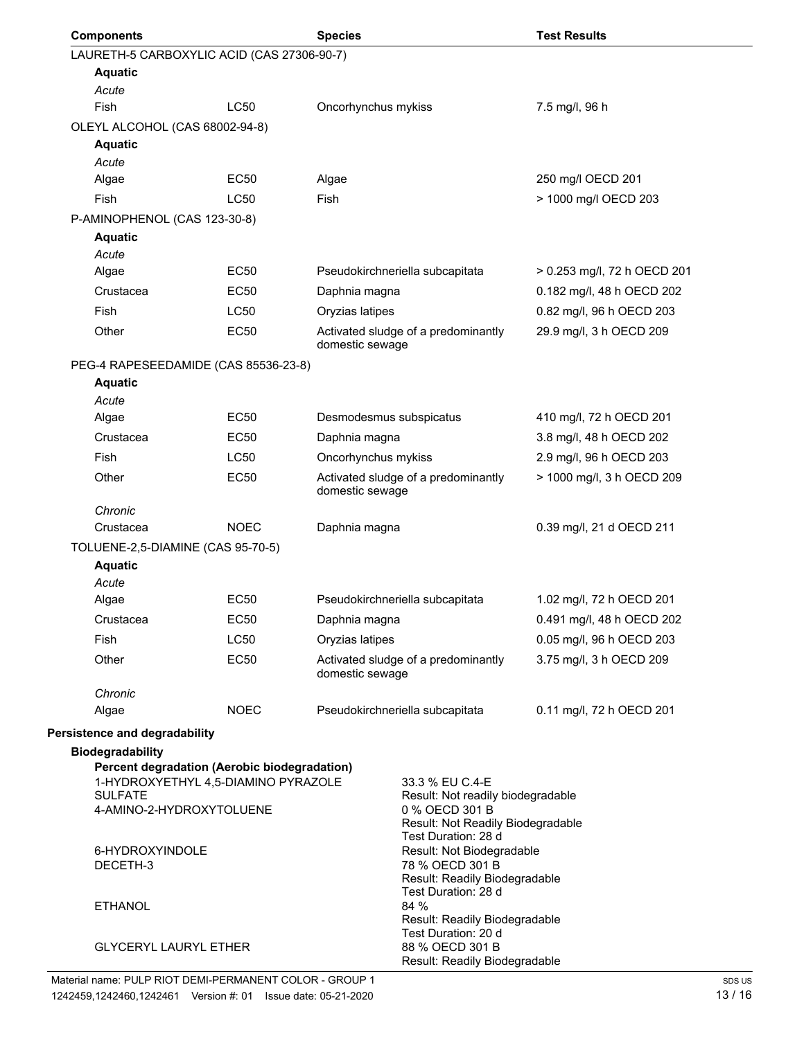| Components | | Species | Test Results |
|---|---|---|---|
| LAUREL-5 CARBOXYLIC ACID (CAS 27306-90-7) | | | |
| **Aquatic** | | | |
| *Acute* | | | |
| Fish | LC50 | Oncorhynchus mykiss | 7.5 mg/l, 96 h |
| OLEYL ALCOHOL (CAS 68002-94-8) | | | |
| **Aquatic** | | | |
| *Acute* | | | |
| Algae | EC50 | Algae | 250 mg/l OECD 201 |
| Fish | LC50 | Fish | > 1000 mg/l OECD 203 |
| P-AMINOPHENOL (CAS 123-30-8) | | | |
| **Aquatic** | | | |
| *Acute* | | | |
| Algae | EC50 | Pseudokirchneriella subcapitata | > 0.253 mg/l, 72 h OECD 201 |
| Crustacea | EC50 | Daphnia magna | 0.182 mg/l, 48 h OECD 202 |
| Fish | LC50 | Oryzias latipes | 0.82 mg/l, 96 h OECD 203 |
| Other | EC50 | Activated sludge of a predominantly domestic sewage | 29.9 mg/l, 3 h OECD 209 |
| PEG-4 RAPESEEDAMIDE (CAS 85536-23-8) | | | |
| **Aquatic** | | | |
| *Acute* | | | |
| Algae | EC50 | Desmodesmus subspicatus | 410 mg/l, 72 h OECD 201 |
| Crustacea | EC50 | Daphnia magna | 3.8 mg/l, 48 h OECD 202 |
| Fish | LC50 | Oncorhynchus mykiss | 2.9 mg/l, 96 h OECD 203 |
| Other | EC50 | Activated sludge of a predominantly domestic sewage | > 1000 mg/l, 3 h OECD 209 |
| *Chronic* | | | |
| Crustacea | NOEC | Daphnia magna | 0.39 mg/l, 21 d OECD 211 |
| TOLUENE-2,5-DIAMINE (CAS 95-70-5) | | | |
| **Aquatic** | | | |
| *Acute* | | | |
| Algae | EC50 | Pseudokirchneriella subcapitata | 1.02 mg/l, 72 h OECD 201 |
| Crustacea | EC50 | Daphnia magna | 0.491 mg/l, 48 h OECD 202 |
| Fish | LC50 | Oryzias latipes | 0.05 mg/l, 96 h OECD 203 |
| Other | EC50 | Activated sludge of a predominantly domestic sewage | 3.75 mg/l, 3 h OECD 209 |
| *Chronic* | | | |
| Algae | NOEC | Pseudokirchneriella subcapitata | 0.11 mg/l, 72 h OECD 201 |

**Persistence and degradability**

**Biodegradability**

**Percent degradation (Aerobic biodegradation)**

| | |
|---|---|
| 1-HYDROXYETHYL 4,5-DIAMINO PYRAZOLE SULFATE | 33.3 % EU C.4-E<br>Result: Not readily biodegradable |
| 4-AMINO-2-HYDROXYTOLUENE | 0 % OECD 301 B<br>Result: Not Readily Biodegradable<br>Test Duration: 28 d |
| 6-HYDROXYINDOLE | Result: Not Biodegradable |
| DECETH-3 | 78 % OECD 301 B<br>Result: Readily Biodegradable<br>Test Duration: 28 d |
| ETHANOL | 84 %<br>Result: Readily Biodegradable<br>Test Duration: 20 d |
| GLYCERYL LAURYL ETHER | 88 % OECD 301 B<br>Result: Readily Biodegradable |

Material name: PULP RIOT DEMI-PERMANENT COLOR - GROUP 1
1242459,1242460,1242461 Version #: 01 Issue date: 05-21-2020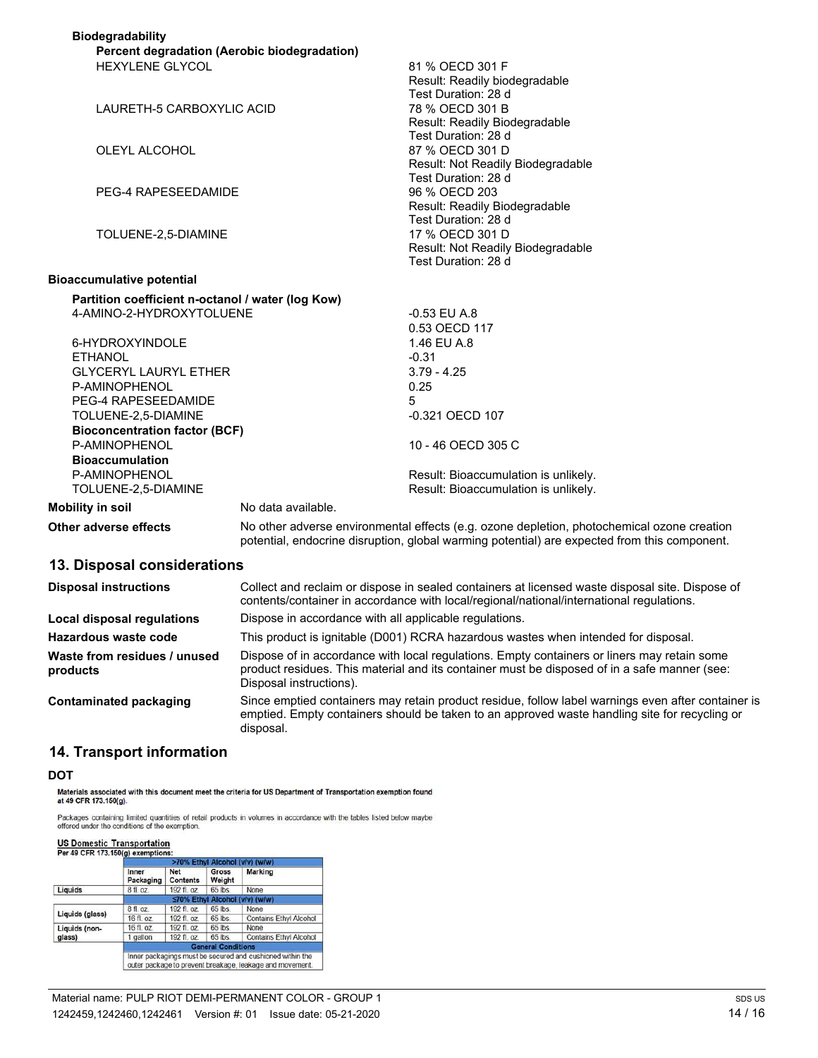**Biodegradability**

**Percent degradation (Aerobic biodegradation)**

| | |
|---|---|
| HEXYLENE GLYCOL | 81 % OECD 301 F<br>Result: Readily biodegradable<br>Test Duration: 28 d |
| LAURETH-5 CARBOXYLIC ACID | 78 % OECD 301 B<br>Result: Readily Biodegradable<br>Test Duration: 28 d |
| OLEYL ALCOHOL | 87 % OECD 301 D<br>Result: Not Readily Biodegradable<br>Test Duration: 28 d |
| PEG-4 RAPESEEDAMIDE | 96 % OECD 203<br>Result: Readily Biodegradable<br>Test Duration: 28 d |
| TOLUENE-2,5-DIAMINE | 17 % OECD 301 D<br>Result: Not Readily Biodegradable<br>Test Duration: 28 d |

**Bioaccumulative potential**

**Partition coefficient n-octanol / water (log Kow)**

| | |
|---|---|
| 4-AMINO-2-HYDROXYTOLUENE | -0.53 EU A.8<br>0.53 OECD 117 |
| 6-HYDROXYINDOLE | 1.46 EU A.8 |
| ETHANOL | -0.31 |
| GLYCERYL LAURYL ETHER | 3.79 - 4.25 |
| P-AMINOPHENOL | 0.25 |
| PEG-4 RAPESEEDAMIDE | 5 |
| TOLUENE-2,5-DIAMINE | -0.321 OECD 107 |

**Bioconcentration factor (BCF)**

| | |
|---|---|
| P-AMINOPHENOL | 10 - 46 OECD 305 C |

**Bioaccumulation**

| | |
|---|---|
| P-AMINOPHENOL | Result: Bioaccumulation is unlikely. |
| TOLUENE-2,5-DIAMINE | Result: Bioaccumulation is unlikely. |

**Mobility in soil** No data available.

**Other adverse effects** No other adverse environmental effects (e.g. ozone depletion, photochemical ozone creation potential, endocrine disruption, global warming potential) are expected from this component.

## 13. Disposal considerations

**Disposal instructions** Collect and reclaim or dispose in sealed containers at licensed waste disposal site. Dispose of contents/container in accordance with local/regional/national/international regulations.

**Local disposal regulations** Dispose in accordance with all applicable regulations.

**Hazardous waste code** This product is ignitable (D001) RCRA hazardous wastes when intended for disposal.

**Waste from residues / unused products** Dispose of in accordance with local regulations. Empty containers or liners may retain some product residues. This material and its container must be disposed of in a safe manner (see: Disposal instructions).

**Contaminated packaging** Since emptied containers may retain product residue, follow label warnings even after container is emptied. Empty containers should be taken to an approved waste handling site for recycling or disposal.

## 14. Transport information

**DOT**

**Materials associated with this document meet the criteria for US Department of Transportation exemption found at 49 CFR 173.150(g).**

Packages containing limited quantities of retail products in volumes in accordance with the tables listed below maybe offered under the conditions of the exemption.

**US Domestic Transportation**
**Per 49 CFR 173.150(g) exemptions:**

| | Inner Packaging | Net Contents | Gross Weight | Marking |
|---|---|---|---|---|
| | >70% Ethyl Alcohol (v/v) (w/w) | | | |
| Liquids | 8 fl. oz. | 192 fl. oz. | 65 lbs | None |
| | ≤70% Ethyl Alcohol (v/v) (w/w) | | | |
| Liquids (glass) | 8 fl. oz. | 192 fl. oz. | 65 lbs. | None |
| | 16 fl. oz. | 192 fl. oz. | 65 lbs. | Contains Ethyl Alcohol |
| Liquids (non-glass) | 16 fl. oz. | 192 fl. oz. | 65 lbs. | None |
| | 1 gallon | 192 fl. oz. | 65 lbs. | Contains Ethyl Alcohol |
| | General Conditions | | | |
| | Inner packagings must be secured and cushioned within the outer package to prevent breakage, leakage and movement. | | | |

Material name: PULP RIOT DEMI-PERMANENT COLOR - GROUP 1

1242459,1242460,1242461 Version #: 01 Issue date: 05-21-2020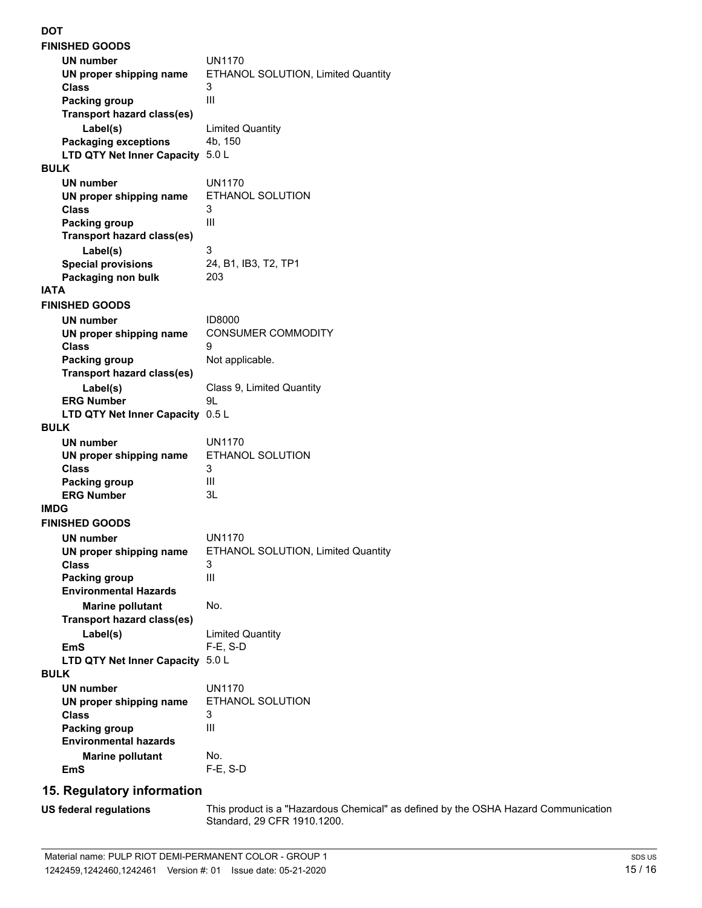**DOT**

**FINISHED GOODS**

| | |
|---|---|
| **UN number** | UN1170 |
| **UN proper shipping name** | ETHANOL SOLUTION, Limited Quantity |
| **Class** | 3 |
| **Packing group** | III |
| **Transport hazard class(es)** | |
| **Label(s)** | Limited Quantity |
| **Packaging exceptions** | 4b, 150 |
| **LTD QTY Net Inner Capacity** | 5.0 L |

**BULK**

| | |
|---|---|
| **UN number** | UN1170 |
| **UN proper shipping name** | ETHANOL SOLUTION |
| **Class** | 3 |
| **Packing group** | III |
| **Transport hazard class(es)** | |
| **Label(s)** | 3 |
| **Special provisions** | 24, B1, IB3, T2, TP1 |
| **Packaging non bulk** | 203 |

**IATA**

**FINISHED GOODS**

| | |
|---|---|
| **UN number** | ID8000 |
| **UN proper shipping name** | CONSUMER COMMODITY |
| **Class** | 9 |
| **Packing group** | Not applicable. |
| **Transport hazard class(es)** | |
| **Label(s)** | Class 9, Limited Quantity |
| **ERG Number** | 9L |
| **LTD QTY Net Inner Capacity** | 0.5 L |

**BULK**

| | |
|---|---|
| **UN number** | UN1170 |
| **UN proper shipping name** | ETHANOL SOLUTION |
| **Class** | 3 |
| **Packing group** | III |
| **ERG Number** | 3L |

**IMDG**

**FINISHED GOODS**

| | |
|---|---|
| **UN number** | UN1170 |
| **UN proper shipping name** | ETHANOL SOLUTION, Limited Quantity |
| **Class** | 3 |
| **Packing group** | III |
| **Environmental Hazards** | |
| **Marine pollutant** | No. |
| **Transport hazard class(es)** | |
| **Label(s)** | Limited Quantity |
| **EmS** | F-E, S-D |
| **LTD QTY Net Inner Capacity** | 5.0 L |

**BULK**

| | |
|---|---|
| **UN number** | UN1170 |
| **UN proper shipping name** | ETHANOL SOLUTION |
| **Class** | 3 |
| **Packing group** | III |
| **Environmental hazards** | |
| **Marine pollutant** | No. |
| **EmS** | F-E, S-D |

## 15. Regulatory information

**US federal regulations** This product is a "Hazardous Chemical" as defined by the OSHA Hazard Communication Standard, 29 CFR 1910.1200.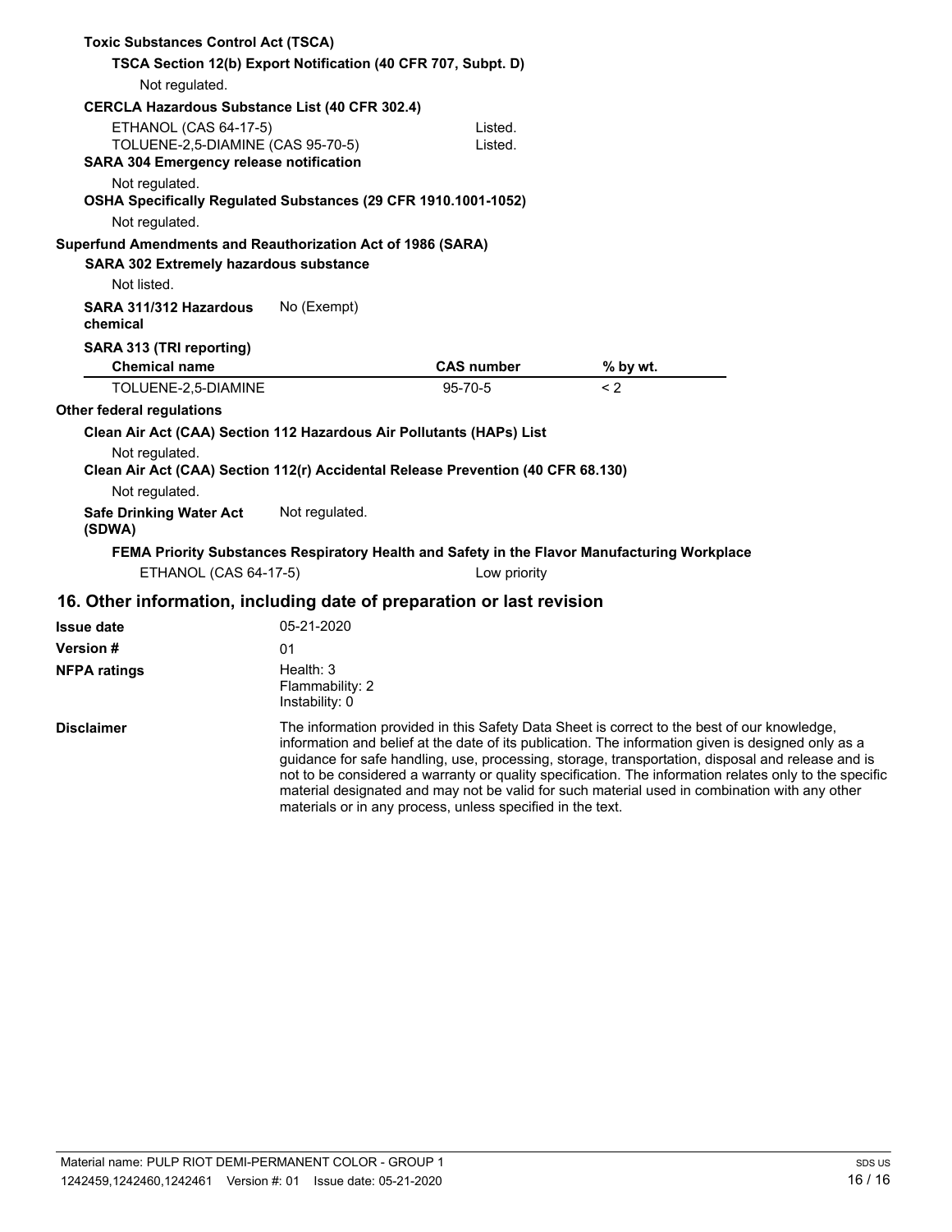**Toxic Substances Control Act (TSCA)**

**TSCA Section 12(b) Export Notification (40 CFR 707, Subpt. D)**

Not regulated.

**CERCLA Hazardous Substance List (40 CFR 302.4)**

| | |
|---|---|
| ETHANOL (CAS 64-17-5) | Listed. |
| TOLUENE-2,5-DIAMINE (CAS 95-70-5) | Listed. |

**SARA 304 Emergency release notification**

Not regulated.

**OSHA Specifically Regulated Substances (29 CFR 1910.1001-1052)**

Not regulated.

**Superfund Amendments and Reauthorization Act of 1986 (SARA)**

**SARA 302 Extremely hazardous substance**

Not listed.

**SARA 311/312 Hazardous chemical** No (Exempt)

**SARA 313 (TRI reporting)**

| Chemical name | CAS number | % by wt. |
|---|---|---|
| TOLUENE-2,5-DIAMINE | 95-70-5 | < 2 |

**Other federal regulations**

**Clean Air Act (CAA) Section 112 Hazardous Air Pollutants (HAPs) List**

Not regulated.

**Clean Air Act (CAA) Section 112(r) Accidental Release Prevention (40 CFR 68.130)**

Not regulated.

**Safe Drinking Water Act (SDWA)** Not regulated.

**FEMA Priority Substances Respiratory Health and Safety in the Flavor Manufacturing Workplace**

| | |
|---|---|
| ETHANOL (CAS 64-17-5) | Low priority |

## 16. Other information, including date of preparation or last revision

**Issue date** 05-21-2020

**Version #** 01

**NFPA ratings**
Health: 3
Flammability: 2
Instability: 0

**Disclaimer**
The information provided in this Safety Data Sheet is correct to the best of our knowledge, information and belief at the date of its publication. The information given is designed only as a guidance for safe handling, use, processing, storage, transportation, disposal and release and is not to be considered a warranty or quality specification. The information relates only to the specific material designated and may not be valid for such material used in combination with any other materials or in any process, unless specified in the text.